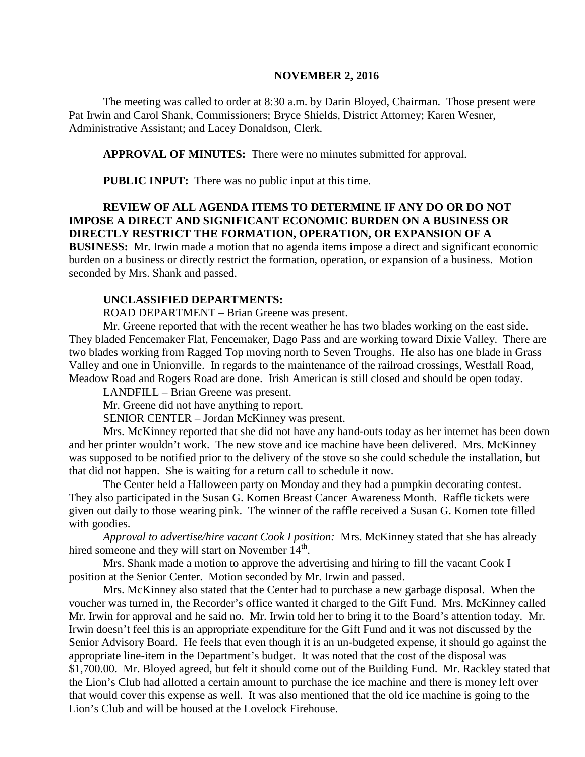# NOVEMBER 2, 2016

The meeting was called to order at 8:30 a.m. by Darin Bloyed, Chairman. Those present were Pat Irwin and Carol Shank, Commissioners; Bryce Shields, District Attorney; Karen Wesner, Administrative Assistant; and Lacey Donaldson, Clerk.

**APPROVAL OF MINUTES:** There were no minutes submitted for approval.

**PUBLIC INPUT:** There was no public input at this time.

**REVIEW OF ALL AGENDA ITEMS TO DETERMINE IF ANY DO OR DO NOT IMPOSE A DIRECT AND SIGNIFICANT ECONOMIC BURDEN ON A BUSINESS OR DIRECTLY RESTRICT THE FORMATION, OPERATION, OR EXPANSION OF A BUSINESS:** Mr. Irwin made a motion that no agenda items impose a direct and significant economic burden on a business or directly restrict the formation, operation, or expansion of a business. Motion seconded by Mrs. Shank and passed.

**UNCLASSIFIED DEPARTMENTS:**

ROAD DEPARTMENT – Brian Greene was present.

Mr. Greene reported that with the recent weather he has two blades working on the east side. They bladed Fencemaker Flat, Fencemaker, Dago Pass and are working toward Dixie Valley. There are two blades working from Ragged Top moving north to Seven Troughs. He also has one blade in Grass Valley and one in Unionville. In regards to the maintenance of the railroad crossings, Westfall Road, Meadow Road and Rogers Road are done. Irish American is still closed and should be open today.

LANDFILL – Brian Greene was present.

Mr. Greene did not have anything to report.

SENIOR CENTER – Jordan McKinney was present.

Mrs. McKinney reported that she did not have any hand-outs today as her internet has been down and her printer wouldn't work. The new stove and ice machine have been delivered. Mrs. McKinney was supposed to be notified prior to the delivery of the stove so she could schedule the installation, but that did not happen. She is waiting for a return call to schedule it now.

The Center held a Halloween party on Monday and they had a pumpkin decorating contest. They also participated in the Susan G. Komen Breast Cancer Awareness Month. Raffle tickets were given out daily to those wearing pink. The winner of the raffle received a Susan G. Komen tote filled with goodies.

*Approval to advertise/hire vacant Cook I position:* Mrs. McKinney stated that she has already hired someone and they will start on November 14th.

Mrs. Shank made a motion to approve the advertising and hiring to fill the vacant Cook I position at the Senior Center. Motion seconded by Mr. Irwin and passed.

Mrs. McKinney also stated that the Center had to purchase a new garbage disposal. When the voucher was turned in, the Recorder's office wanted it charged to the Gift Fund. Mrs. McKinney called Mr. Irwin for approval and he said no. Mr. Irwin told her to bring it to the Board's attention today. Mr. Irwin doesn't feel this is an appropriate expenditure for the Gift Fund and it was not discussed by the Senior Advisory Board. He feels that even though it is an un-budgeted expense, it should go against the appropriate line-item in the Department's budget. It was noted that the cost of the disposal was $1,700.00. Mr. Bloyed agreed, but felt it should come out of the Building Fund. Mr. Rackley stated that the Lion's Club had allotted a certain amount to purchase the ice machine and there is money left over that would cover this expense as well. It was also mentioned that the old ice machine is going to the Lion's Club and will be housed at the Lovelock Firehouse.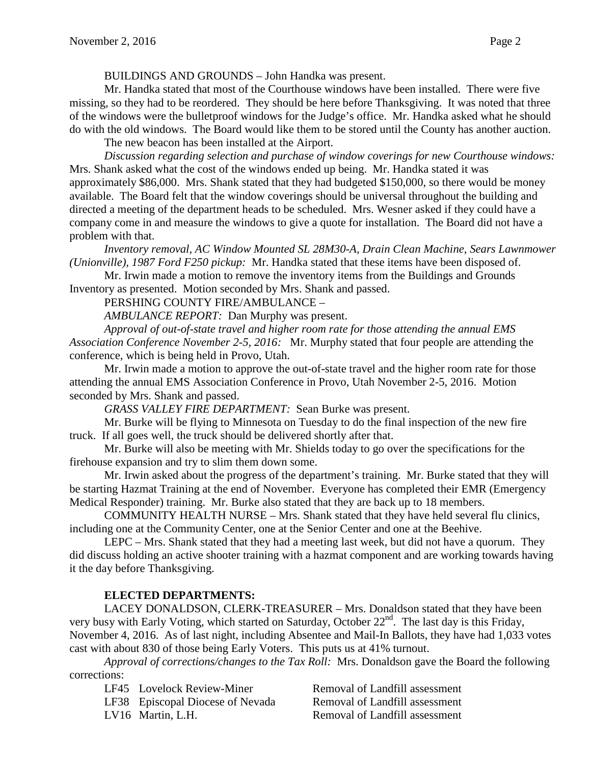BUILDINGS AND GROUNDS – John Handka was present.

Mr. Handka stated that most of the Courthouse windows have been installed. There were five missing, so they had to be reordered. They should be here before Thanksgiving. It was noted that three of the windows were the bulletproof windows for the Judge's office. Mr. Handka asked what he should do with the old windows. The Board would like them to be stored until the County has another auction.

The new beacon has been installed at the Airport.

*Discussion regarding selection and purchase of window coverings for new Courthouse windows:* Mrs. Shank asked what the cost of the windows ended up being. Mr. Handka stated it was approximately $86,000. Mrs. Shank stated that they had budgeted $150,000, so there would be money available. The Board felt that the window coverings should be universal throughout the building and directed a meeting of the department heads to be scheduled. Mrs. Wesner asked if they could have a company come in and measure the windows to give a quote for installation. The Board did not have a problem with that.

*Inventory removal, AC Window Mounted SL 28M30-A, Drain Clean Machine, Sears Lawnmower (Unionville), 1987 Ford F250 pickup:* Mr. Handka stated that these items have been disposed of.

Mr. Irwin made a motion to remove the inventory items from the Buildings and Grounds Inventory as presented. Motion seconded by Mrs. Shank and passed.

PERSHING COUNTY FIRE/AMBULANCE –

*AMBULANCE REPORT:* Dan Murphy was present.

*Approval of out-of-state travel and higher room rate for those attending the annual EMS Association Conference November 2-5, 2016:* Mr. Murphy stated that four people are attending the conference, which is being held in Provo, Utah.

Mr. Irwin made a motion to approve the out-of-state travel and the higher room rate for those attending the annual EMS Association Conference in Provo, Utah November 2-5, 2016. Motion seconded by Mrs. Shank and passed.

*GRASS VALLEY FIRE DEPARTMENT:* Sean Burke was present.

Mr. Burke will be flying to Minnesota on Tuesday to do the final inspection of the new fire truck. If all goes well, the truck should be delivered shortly after that.

Mr. Burke will also be meeting with Mr. Shields today to go over the specifications for the firehouse expansion and try to slim them down some.

Mr. Irwin asked about the progress of the department's training. Mr. Burke stated that they will be starting Hazmat Training at the end of November. Everyone has completed their EMR (Emergency Medical Responder) training. Mr. Burke also stated that they are back up to 18 members.

COMMUNITY HEALTH NURSE – Mrs. Shank stated that they have held several flu clinics, including one at the Community Center, one at the Senior Center and one at the Beehive.

LEPC – Mrs. Shank stated that they had a meeting last week, but did not have a quorum. They did discuss holding an active shooter training with a hazmat component and are working towards having it the day before Thanksgiving.

**ELECTED DEPARTMENTS:**

LACEY DONALDSON, CLERK-TREASURER – Mrs. Donaldson stated that they have been very busy with Early Voting, which started on Saturday, October 22nd. The last day is this Friday, November 4, 2016. As of last night, including Absentee and Mail-In Ballots, they have had 1,033 votes cast with about 830 of those being Early Voters. This puts us at 41% turnout.

*Approval of corrections/changes to the Tax Roll:* Mrs. Donaldson gave the Board the following corrections:

| | | |
|---|---|---|
| LF45 | Lovelock Review-Miner | Removal of Landfill assessment |
| LF38 | Episcopal Diocese of Nevada | Removal of Landfill assessment |
| LV16 | Martin, L.H. | Removal of Landfill assessment |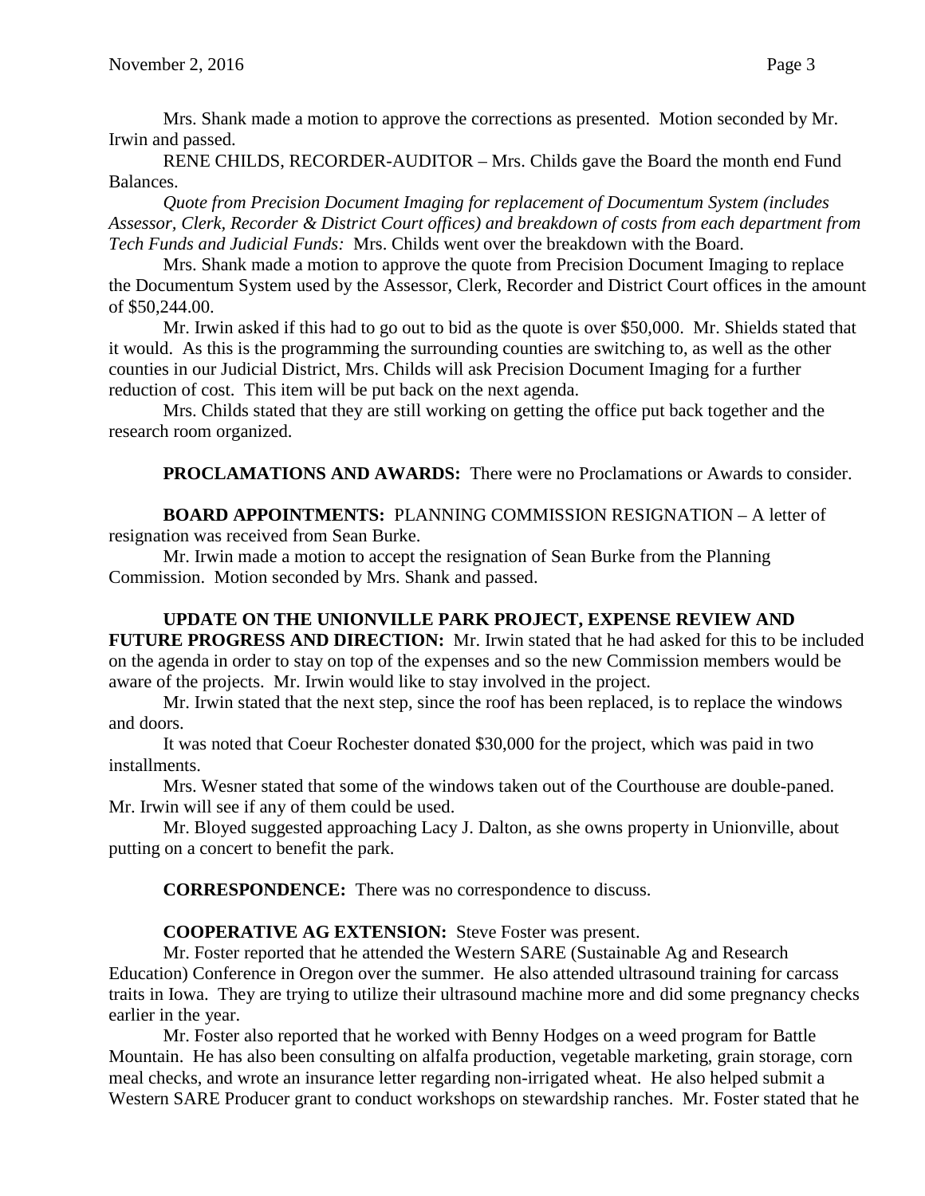Mrs. Shank made a motion to approve the corrections as presented. Motion seconded by Mr. Irwin and passed.

RENE CHILDS, RECORDER-AUDITOR – Mrs. Childs gave the Board the month end Fund Balances.

*Quote from Precision Document Imaging for replacement of Documentum System (includes Assessor, Clerk, Recorder & District Court offices) and breakdown of costs from each department from Tech Funds and Judicial Funds:* Mrs. Childs went over the breakdown with the Board.

Mrs. Shank made a motion to approve the quote from Precision Document Imaging to replace the Documentum System used by the Assessor, Clerk, Recorder and District Court offices in the amount of $50,244.00.

Mr. Irwin asked if this had to go out to bid as the quote is over $50,000. Mr. Shields stated that it would. As this is the programming the surrounding counties are switching to, as well as the other counties in our Judicial District, Mrs. Childs will ask Precision Document Imaging for a further reduction of cost. This item will be put back on the next agenda.

Mrs. Childs stated that they are still working on getting the office put back together and the research room organized.

**PROCLAMATIONS AND AWARDS:** There were no Proclamations or Awards to consider.

**BOARD APPOINTMENTS:** PLANNING COMMISSION RESIGNATION – A letter of resignation was received from Sean Burke.

Mr. Irwin made a motion to accept the resignation of Sean Burke from the Planning Commission. Motion seconded by Mrs. Shank and passed.

**UPDATE ON THE UNIONVILLE PARK PROJECT, EXPENSE REVIEW AND FUTURE PROGRESS AND DIRECTION:** Mr. Irwin stated that he had asked for this to be included on the agenda in order to stay on top of the expenses and so the new Commission members would be aware of the projects. Mr. Irwin would like to stay involved in the project.

Mr. Irwin stated that the next step, since the roof has been replaced, is to replace the windows and doors.

It was noted that Coeur Rochester donated $30,000 for the project, which was paid in two installments.

Mrs. Wesner stated that some of the windows taken out of the Courthouse are double-paned. Mr. Irwin will see if any of them could be used.

Mr. Bloyed suggested approaching Lacy J. Dalton, as she owns property in Unionville, about putting on a concert to benefit the park.

**CORRESPONDENCE:** There was no correspondence to discuss.

**COOPERATIVE AG EXTENSION:** Steve Foster was present.

Mr. Foster reported that he attended the Western SARE (Sustainable Ag and Research Education) Conference in Oregon over the summer. He also attended ultrasound training for carcass traits in Iowa. They are trying to utilize their ultrasound machine more and did some pregnancy checks earlier in the year.

Mr. Foster also reported that he worked with Benny Hodges on a weed program for Battle Mountain. He has also been consulting on alfalfa production, vegetable marketing, grain storage, corn meal checks, and wrote an insurance letter regarding non-irrigated wheat. He also helped submit a Western SARE Producer grant to conduct workshops on stewardship ranches. Mr. Foster stated that he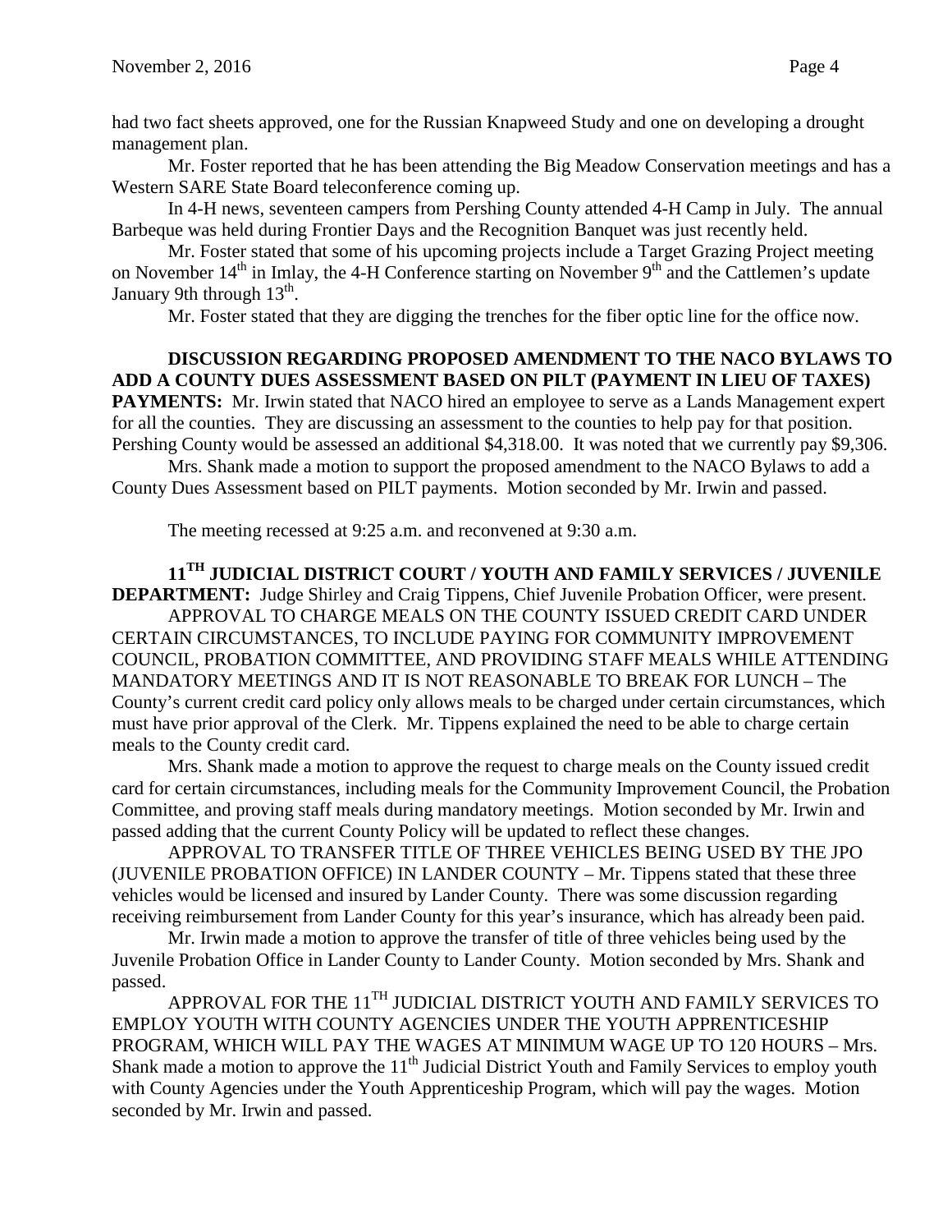had two fact sheets approved, one for the Russian Knapweed Study and one on developing a drought management plan.

Mr. Foster reported that he has been attending the Big Meadow Conservation meetings and has a Western SARE State Board teleconference coming up.

In 4-H news, seventeen campers from Pershing County attended 4-H Camp in July. The annual Barbeque was held during Frontier Days and the Recognition Banquet was just recently held.

Mr. Foster stated that some of his upcoming projects include a Target Grazing Project meeting on November 14th in Imlay, the 4-H Conference starting on November 9th and the Cattlemen's update January 9th through 13th.

Mr. Foster stated that they are digging the trenches for the fiber optic line for the office now.

**DISCUSSION REGARDING PROPOSED AMENDMENT TO THE NACO BYLAWS TO ADD A COUNTY DUES ASSESSMENT BASED ON PILT (PAYMENT IN LIEU OF TAXES) PAYMENTS:** Mr. Irwin stated that NACO hired an employee to serve as a Lands Management expert for all the counties. They are discussing an assessment to the counties to help pay for that position. Pershing County would be assessed an additional $4,318.00. It was noted that we currently pay $9,306.

Mrs. Shank made a motion to support the proposed amendment to the NACO Bylaws to add a County Dues Assessment based on PILT payments. Motion seconded by Mr. Irwin and passed.

The meeting recessed at 9:25 a.m. and reconvened at 9:30 a.m.

**11TH JUDICIAL DISTRICT COURT / YOUTH AND FAMILY SERVICES / JUVENILE DEPARTMENT:** Judge Shirley and Craig Tippens, Chief Juvenile Probation Officer, were present.

APPROVAL TO CHARGE MEALS ON THE COUNTY ISSUED CREDIT CARD UNDER CERTAIN CIRCUMSTANCES, TO INCLUDE PAYING FOR COMMUNITY IMPROVEMENT COUNCIL, PROBATION COMMITTEE, AND PROVIDING STAFF MEALS WHILE ATTENDING MANDATORY MEETINGS AND IT IS NOT REASONABLE TO BREAK FOR LUNCH – The County's current credit card policy only allows meals to be charged under certain circumstances, which must have prior approval of the Clerk. Mr. Tippens explained the need to be able to charge certain meals to the County credit card.

Mrs. Shank made a motion to approve the request to charge meals on the County issued credit card for certain circumstances, including meals for the Community Improvement Council, the Probation Committee, and proving staff meals during mandatory meetings. Motion seconded by Mr. Irwin and passed adding that the current County Policy will be updated to reflect these changes.

APPROVAL TO TRANSFER TITLE OF THREE VEHICLES BEING USED BY THE JPO (JUVENILE PROBATION OFFICE) IN LANDER COUNTY – Mr. Tippens stated that these three vehicles would be licensed and insured by Lander County. There was some discussion regarding receiving reimbursement from Lander County for this year's insurance, which has already been paid.

Mr. Irwin made a motion to approve the transfer of title of three vehicles being used by the Juvenile Probation Office in Lander County to Lander County. Motion seconded by Mrs. Shank and passed.

APPROVAL FOR THE 11TH JUDICIAL DISTRICT YOUTH AND FAMILY SERVICES TO EMPLOY YOUTH WITH COUNTY AGENCIES UNDER THE YOUTH APPRENTICESHIP PROGRAM, WHICH WILL PAY THE WAGES AT MINIMUM WAGE UP TO 120 HOURS – Mrs. Shank made a motion to approve the 11th Judicial District Youth and Family Services to employ youth with County Agencies under the Youth Apprenticeship Program, which will pay the wages. Motion seconded by Mr. Irwin and passed.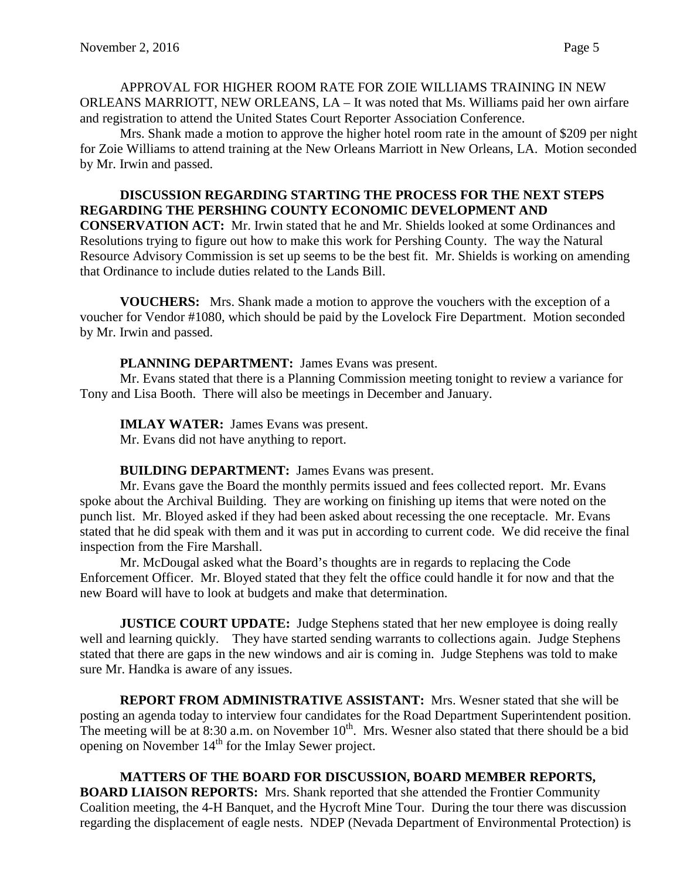APPROVAL FOR HIGHER ROOM RATE FOR ZOIE WILLIAMS TRAINING IN NEW ORLEANS MARRIOTT, NEW ORLEANS, LA – It was noted that Ms. Williams paid her own airfare and registration to attend the United States Court Reporter Association Conference.

Mrs. Shank made a motion to approve the higher hotel room rate in the amount of $209 per night for Zoie Williams to attend training at the New Orleans Marriott in New Orleans, LA. Motion seconded by Mr. Irwin and passed.

**DISCUSSION REGARDING STARTING THE PROCESS FOR THE NEXT STEPS REGARDING THE PERSHING COUNTY ECONOMIC DEVELOPMENT AND CONSERVATION ACT:** Mr. Irwin stated that he and Mr. Shields looked at some Ordinances and Resolutions trying to figure out how to make this work for Pershing County. The way the Natural Resource Advisory Commission is set up seems to be the best fit. Mr. Shields is working on amending that Ordinance to include duties related to the Lands Bill.

**VOUCHERS:** Mrs. Shank made a motion to approve the vouchers with the exception of a voucher for Vendor #1080, which should be paid by the Lovelock Fire Department. Motion seconded by Mr. Irwin and passed.

**PLANNING DEPARTMENT:** James Evans was present.

Mr. Evans stated that there is a Planning Commission meeting tonight to review a variance for Tony and Lisa Booth. There will also be meetings in December and January.

**IMLAY WATER:** James Evans was present.

Mr. Evans did not have anything to report.

**BUILDING DEPARTMENT:** James Evans was present.

Mr. Evans gave the Board the monthly permits issued and fees collected report. Mr. Evans spoke about the Archival Building. They are working on finishing up items that were noted on the punch list. Mr. Bloyed asked if they had been asked about recessing the one receptacle. Mr. Evans stated that he did speak with them and it was put in according to current code. We did receive the final inspection from the Fire Marshall.

Mr. McDougal asked what the Board's thoughts are in regards to replacing the Code Enforcement Officer. Mr. Bloyed stated that they felt the office could handle it for now and that the new Board will have to look at budgets and make that determination.

**JUSTICE COURT UPDATE:** Judge Stephens stated that her new employee is doing really well and learning quickly. They have started sending warrants to collections again. Judge Stephens stated that there are gaps in the new windows and air is coming in. Judge Stephens was told to make sure Mr. Handka is aware of any issues.

**REPORT FROM ADMINISTRATIVE ASSISTANT:** Mrs. Wesner stated that she will be posting an agenda today to interview four candidates for the Road Department Superintendent position. The meeting will be at 8:30 a.m. on November 10th. Mrs. Wesner also stated that there should be a bid opening on November 14th for the Imlay Sewer project.

**MATTERS OF THE BOARD FOR DISCUSSION, BOARD MEMBER REPORTS, BOARD LIAISON REPORTS:** Mrs. Shank reported that she attended the Frontier Community Coalition meeting, the 4-H Banquet, and the Hycroft Mine Tour. During the tour there was discussion regarding the displacement of eagle nests. NDEP (Nevada Department of Environmental Protection) is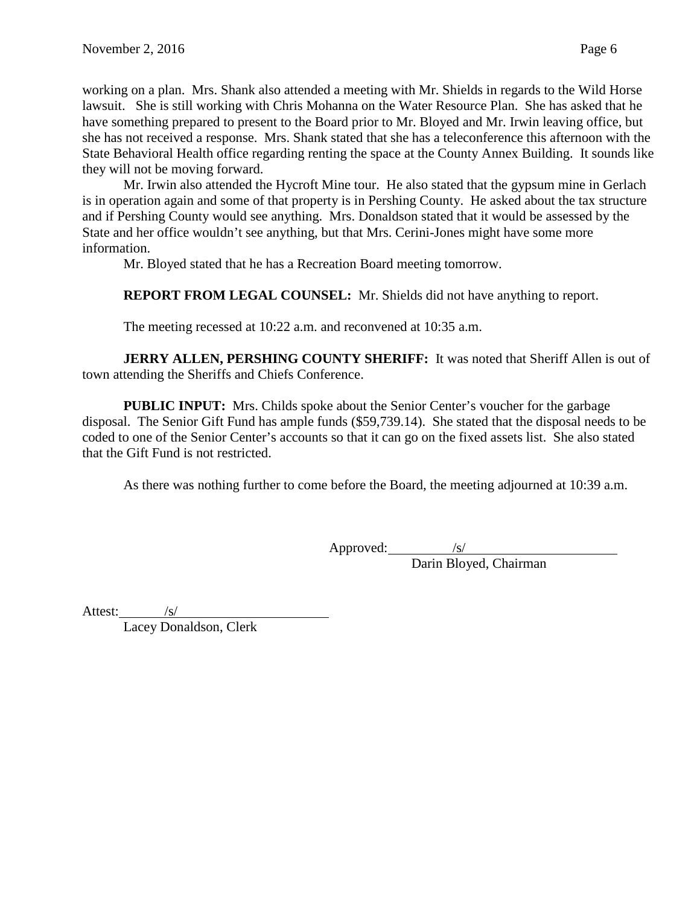working on a plan. Mrs. Shank also attended a meeting with Mr. Shields in regards to the Wild Horse lawsuit. She is still working with Chris Mohanna on the Water Resource Plan. She has asked that he have something prepared to present to the Board prior to Mr. Bloyed and Mr. Irwin leaving office, but she has not received a response. Mrs. Shank stated that she has a teleconference this afternoon with the State Behavioral Health office regarding renting the space at the County Annex Building. It sounds like they will not be moving forward.

Mr. Irwin also attended the Hycroft Mine tour. He also stated that the gypsum mine in Gerlach is in operation again and some of that property is in Pershing County. He asked about the tax structure and if Pershing County would see anything. Mrs. Donaldson stated that it would be assessed by the State and her office wouldn't see anything, but that Mrs. Cerini-Jones might have some more information.

Mr. Bloyed stated that he has a Recreation Board meeting tomorrow.

**REPORT FROM LEGAL COUNSEL:** Mr. Shields did not have anything to report.

The meeting recessed at 10:22 a.m. and reconvened at 10:35 a.m.

**JERRY ALLEN, PERSHING COUNTY SHERIFF:** It was noted that Sheriff Allen is out of town attending the Sheriffs and Chiefs Conference.

**PUBLIC INPUT:** Mrs. Childs spoke about the Senior Center's voucher for the garbage disposal. The Senior Gift Fund has ample funds ($59,739.14). She stated that the disposal needs to be coded to one of the Senior Center's accounts so that it can go on the fixed assets list. She also stated that the Gift Fund is not restricted.

As there was nothing further to come before the Board, the meeting adjourned at 10:39 a.m.

Approved: /s/
Darin Bloyed, Chairman

Attest: /s/
Lacey Donaldson, Clerk